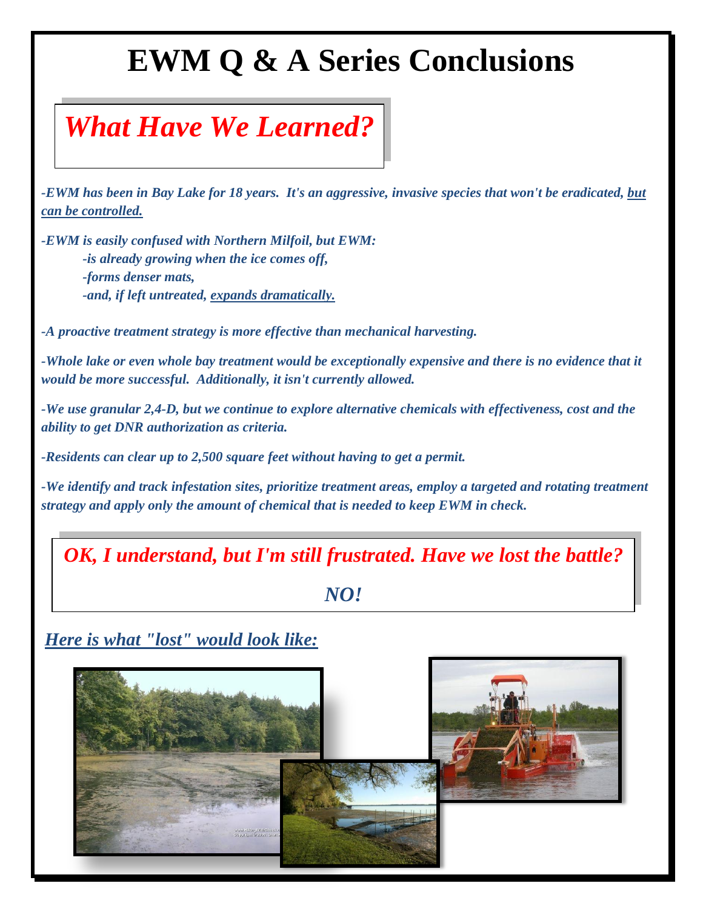# EWM Q & A Series Conclusions

## *What Have We Learned?*

*-EWM has been in Bay Lake for 18 years. It's an aggressive, invasive species that won't be eradicated, but can be controlled.*

*-EWM is easily confused with Northern Milfoil, but EWM:*
- *-is already growing when the ice comes off,*
- *-forms denser mats,*
- *-and, if left untreated, expands dramatically.*

*-A proactive treatment strategy is more effective than mechanical harvesting.*

*-Whole lake or even whole bay treatment would be exceptionally expensive and there is no evidence that it would be more successful. Additionally, it isn't currently allowed.*

*-We use granular 2,4-D, but we continue to explore alternative chemicals with effectiveness, cost and the ability to get DNR authorization as criteria.*

*-Residents can clear up to 2,500 square feet without having to get a permit.*

*-We identify and track infestation sites, prioritize treatment areas, employ a targeted and rotating treatment strategy and apply only the amount of chemical that is needed to keep EWM in check.*

## *OK, I understand, but I'm still frustrated. Have we lost the battle?*

*NO!*

### *Here is what "lost" would look like:*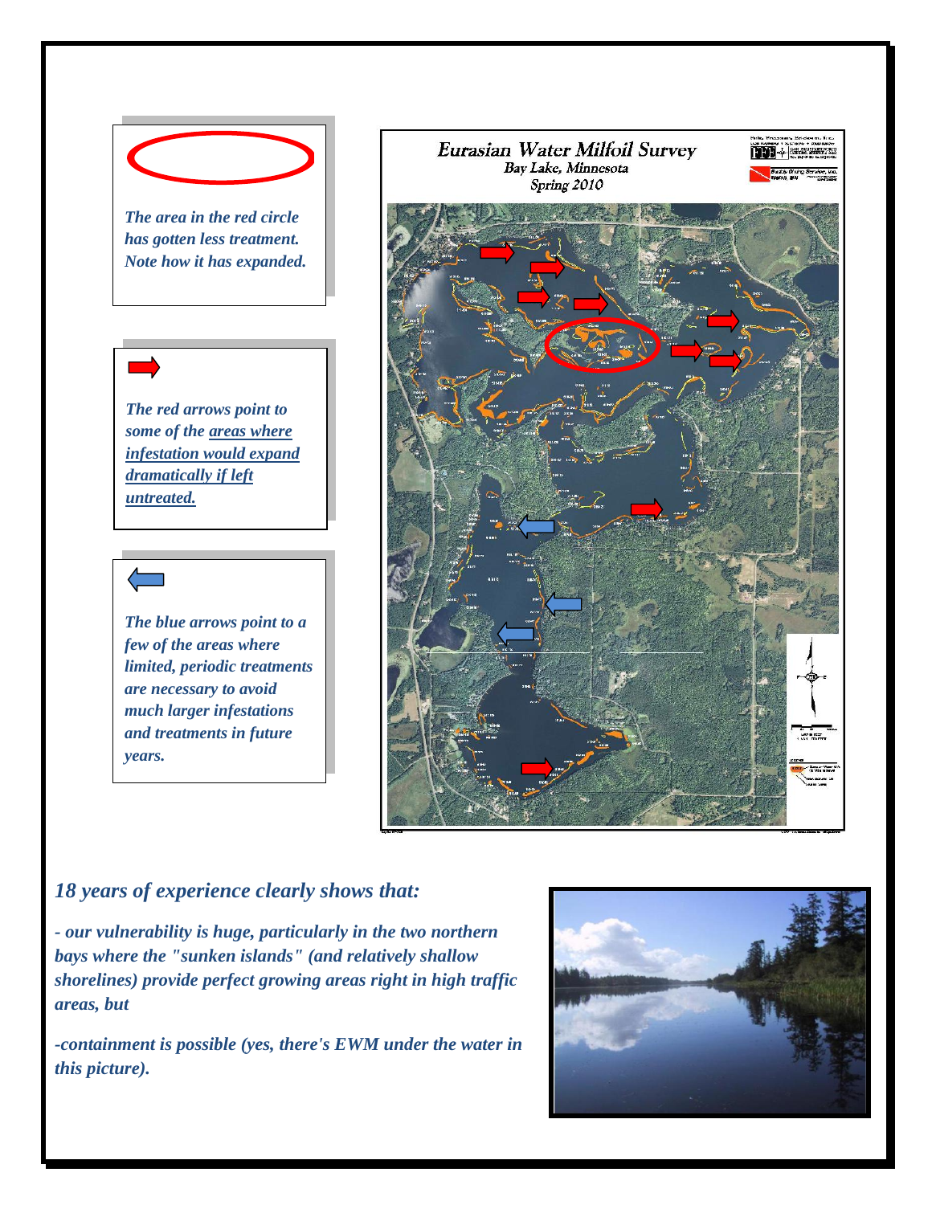*The area in the red circle has gotten less treatment. Note how it has expanded.*

*The red arrows point to some of the areas where infestation would expand dramatically if left untreated.*

*The blue arrows point to a few of the areas where limited, periodic treatments are necessary to avoid much larger infestations and treatments in future years.*

**Eurasian Water Milfoil Survey**
Bay Lake, Minnesota
Spring 2010

*18 years of experience clearly shows that:*

***- our vulnerability is huge, particularly in the two northern bays where the "sunken islands" (and relatively shallow shorelines) provide perfect growing areas right in high traffic areas, but***

***-containment is possible (yes, there's EWM under the water in this picture).***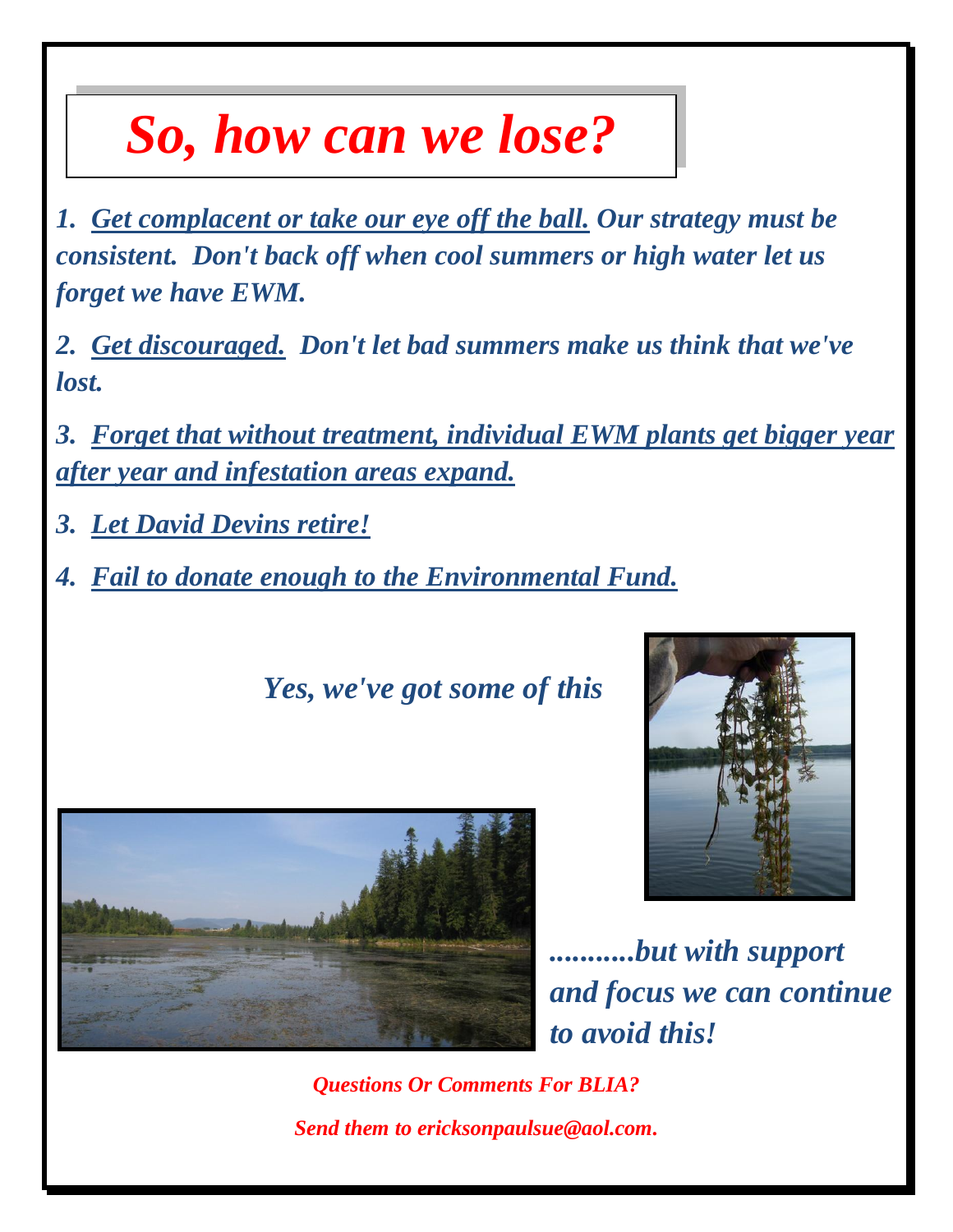# *So, how can we lose?*

***1. Get complacent or take our eye off the ball. Our strategy must be consistent. Don't back off when cool summers or high water let us forget we have EWM.***

***2. Get discouraged. Don't let bad summers make us think that we've lost.***

***3. Forget that without treatment, individual EWM plants get bigger year after year and infestation areas expand.***

***3. Let David Devins retire!***

***4. Fail to donate enough to the Environmental Fund.***

***Yes, we've got some of this***

***...........but with support and focus we can continue to avoid this!***

***Questions Or Comments For BLIA?***

***Send them to ericksonpaulsue@aol.com.***